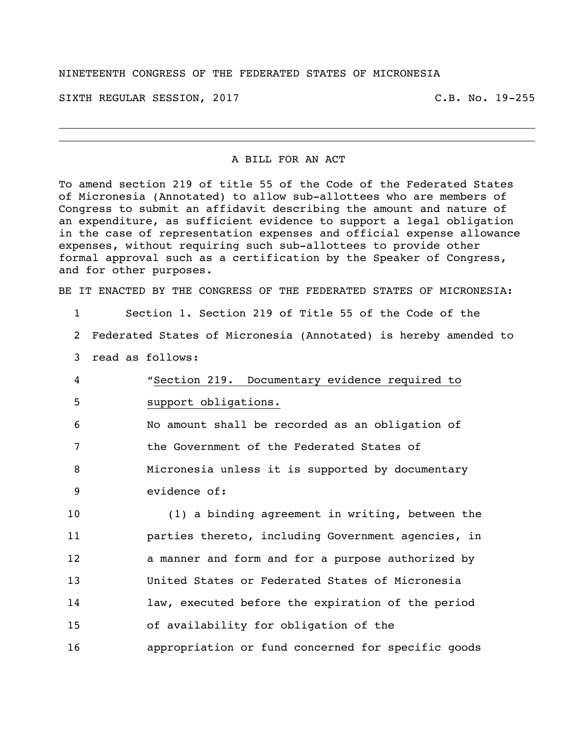NINETEENTH CONGRESS OF THE FEDERATED STATES OF MICRONESIA

SIXTH REGULAR SESSION, 2017 C.B. No. 19-255

---

A BILL FOR AN ACT

To amend section 219 of title 55 of the Code of the Federated States of Micronesia (Annotated) to allow sub-allottees who are members of Congress to submit an affidavit describing the amount and nature of an expenditure, as sufficient evidence to support a legal obligation in the case of representation expenses and official expense allowance expenses, without requiring such sub-allottees to provide other formal approval such as a certification by the Speaker of Congress, and for other purposes.

BE IT ENACTED BY THE CONGRESS OF THE FEDERATED STATES OF MICRONESIA:

1 Section 1. Section 219 of Title 55 of the Code of the
2 Federated States of Micronesia (Annotated) is hereby amended to
3 read as follows:
4 "Section 219. Documentary evidence required to
5 support obligations.
6 No amount shall be recorded as an obligation of
7 the Government of the Federated States of
8 Micronesia unless it is supported by documentary
9 evidence of:
10 (1) a binding agreement in writing, between the
11 parties thereto, including Government agencies, in
12 a manner and form and for a purpose authorized by
13 United States or Federated States of Micronesia
14 law, executed before the expiration of the period
15 of availability for obligation of the
16 appropriation or fund concerned for specific goods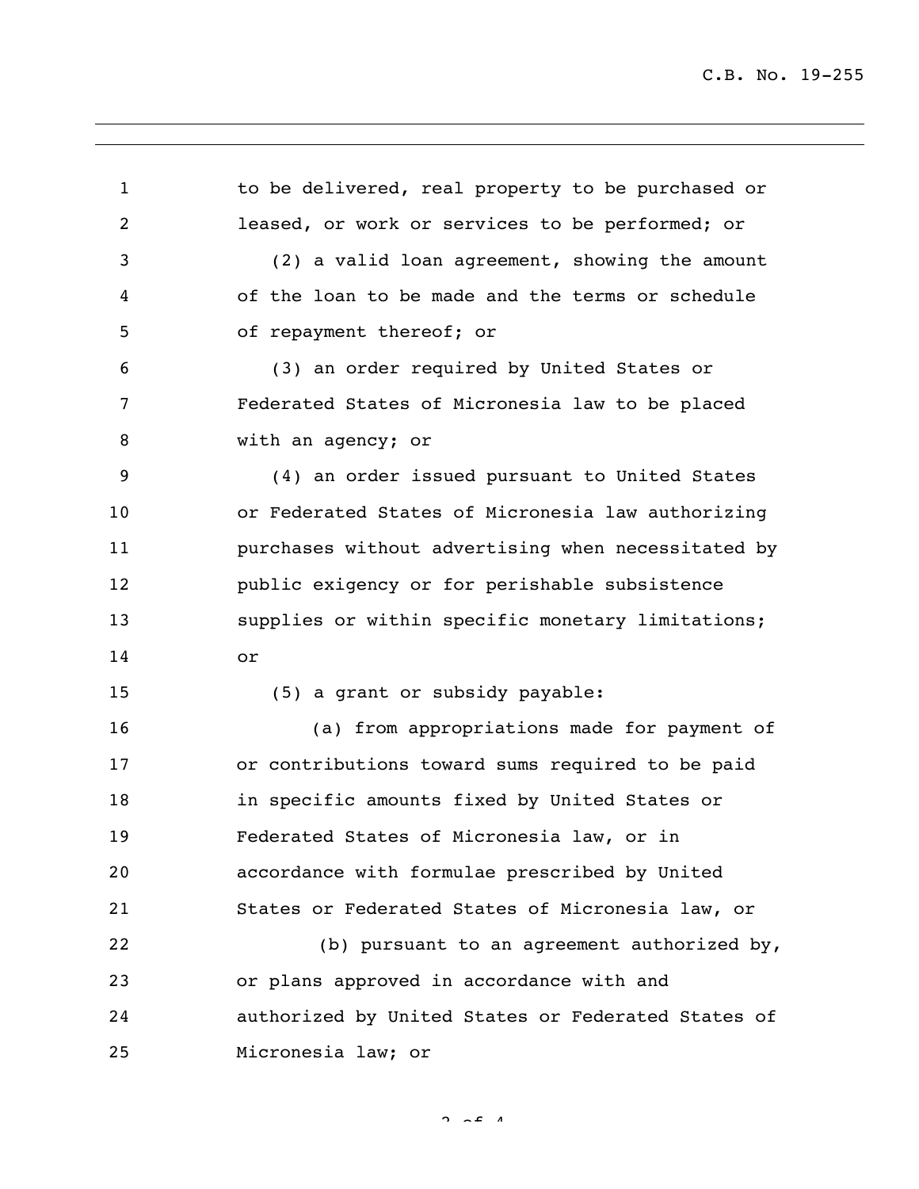to be delivered, real property to be purchased or leased, or work or services to be performed; or

(2) a valid loan agreement, showing the amount of the loan to be made and the terms or schedule of repayment thereof; or

(3) an order required by United States or Federated States of Micronesia law to be placed with an agency; or

(4) an order issued pursuant to United States or Federated States of Micronesia law authorizing purchases without advertising when necessitated by public exigency or for perishable subsistence supplies or within specific monetary limitations; or

(5) a grant or subsidy payable:

(a) from appropriations made for payment of or contributions toward sums required to be paid in specific amounts fixed by United States or Federated States of Micronesia law, or in accordance with formulae prescribed by United States or Federated States of Micronesia law, or

(b) pursuant to an agreement authorized by, or plans approved in accordance with and authorized by United States or Federated States of Micronesia law; or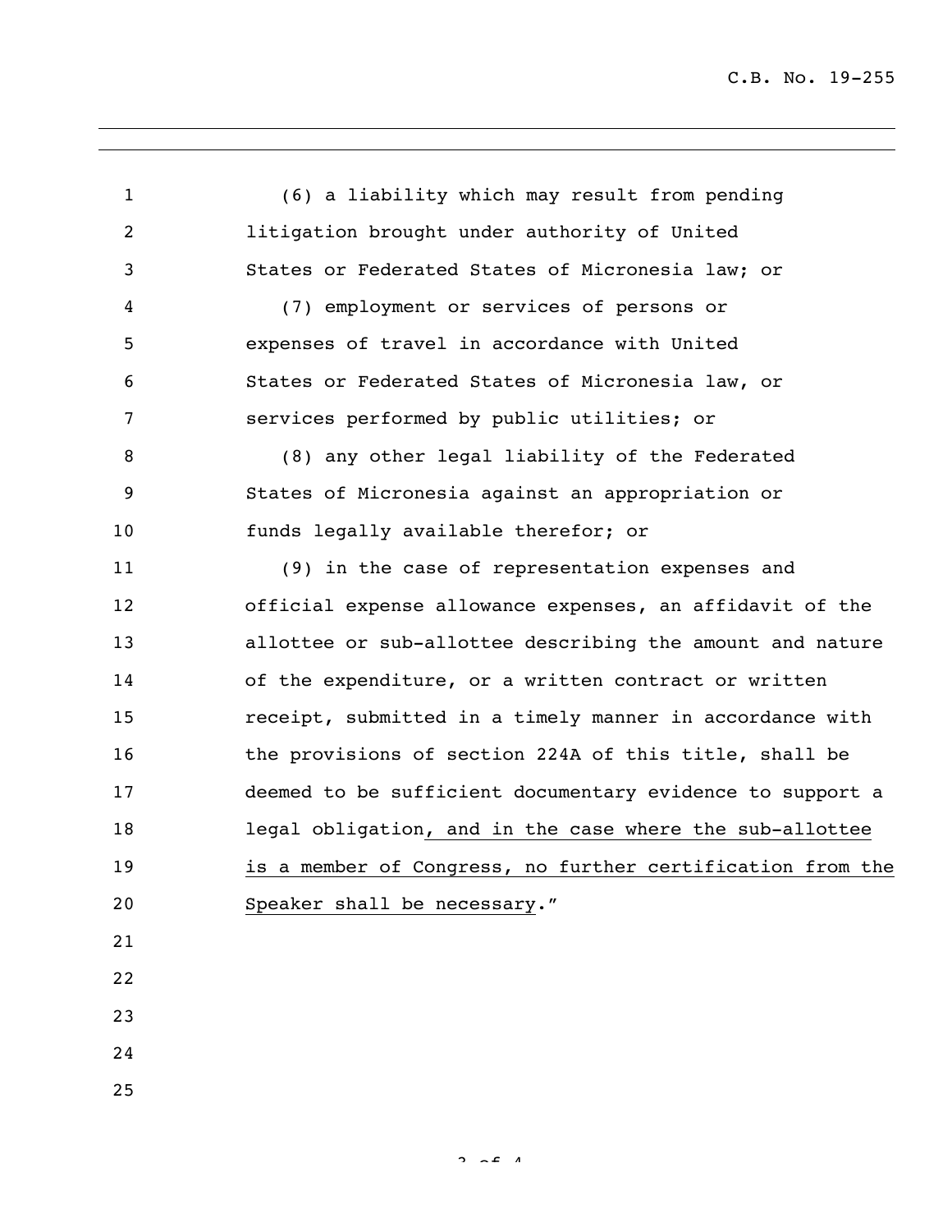(6) a liability which may result from pending litigation brought under authority of United States or Federated States of Micronesia law; or

(7) employment or services of persons or expenses of travel in accordance with United States or Federated States of Micronesia law, or services performed by public utilities; or

(8) any other legal liability of the Federated States of Micronesia against an appropriation or funds legally available therefor; or

(9) in the case of representation expenses and official expense allowance expenses, an affidavit of the allottee or sub-allottee describing the amount and nature of the expenditure, or a written contract or written receipt, submitted in a timely manner in accordance with the provisions of section 224A of this title, shall be deemed to be sufficient documentary evidence to support a legal obligation<u>, and in the case where the sub-allottee is a member of Congress, no further certification from the Speaker shall be necessary</u>."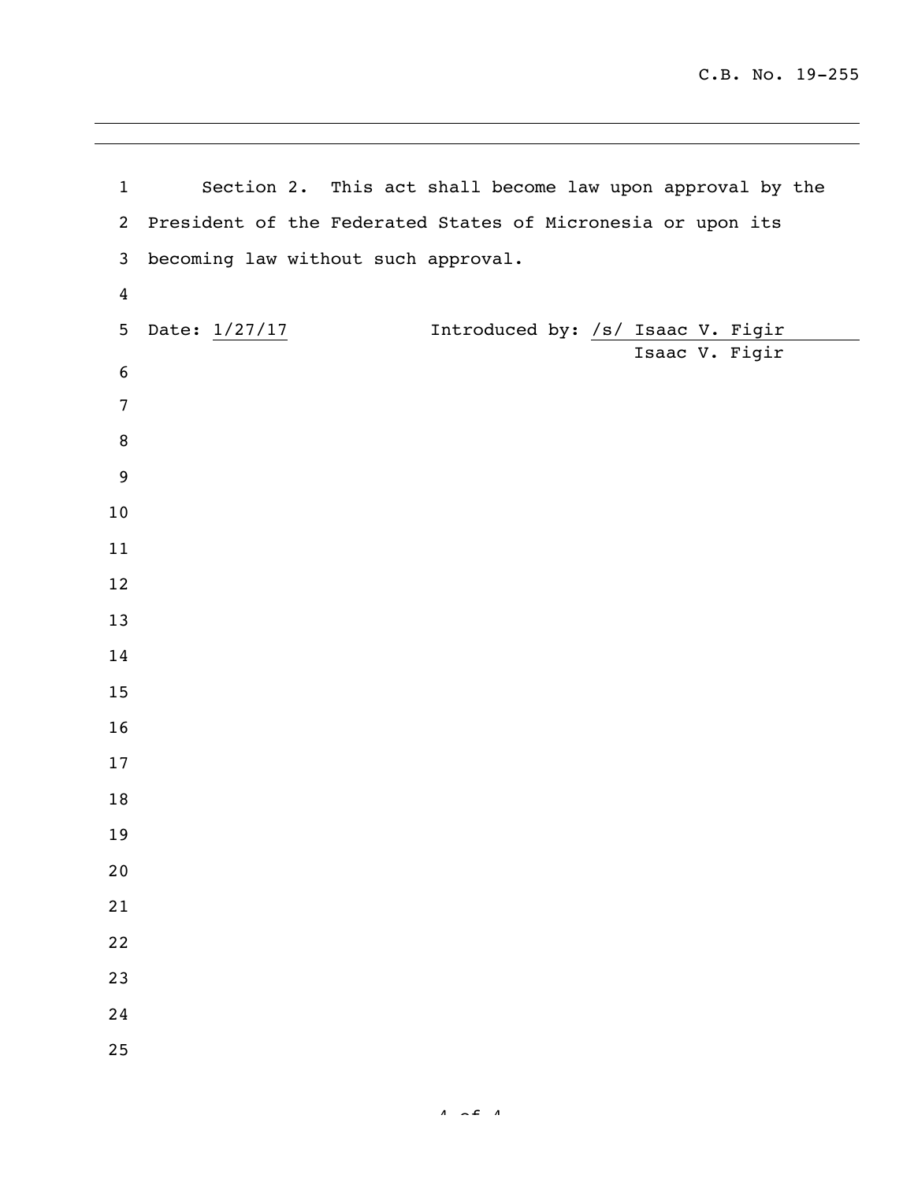Section 2. This act shall become law upon approval by the President of the Federated States of Micronesia or upon its becoming law without such approval.

Date: 1/27/17 Introduced by: /s/ Isaac V. Figir

Isaac V. Figir